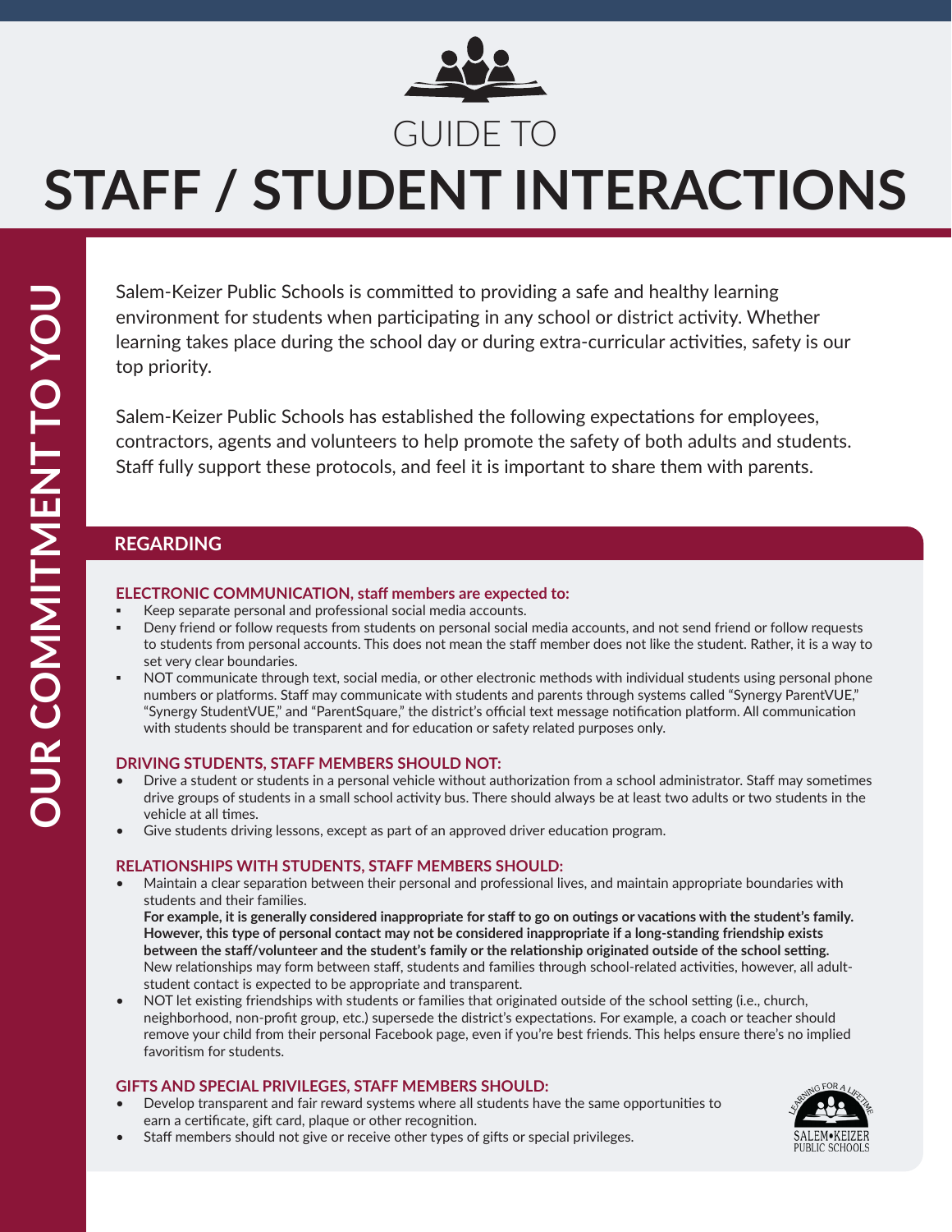# GUIDE TO STAFF / STUDENT INTERACTIONS

**OUR COMMITMENT TO YOU**

Salem-Keizer Public Schools is committed to providing a safe and healthy learning environment for students when participating in any school or district activity. Whether learning takes place during the school day or during extra-curricular activities, safety is our top priority.

Salem-Keizer Public Schools has established the following expectations for employees, contractors, agents and volunteers to help promote the safety of both adults and students. Staff fully support these protocols, and feel it is important to share them with parents.

## REGARDING

### ELECTRONIC COMMUNICATION, staff members are expected to:

- Keep separate personal and professional social media accounts.
- Deny friend or follow requests from students on personal social media accounts, and not send friend or follow requests to students from personal accounts. This does not mean the staff member does not like the student. Rather, it is a way to set very clear boundaries.
- NOT communicate through text, social media, or other electronic methods with individual students using personal phone numbers or platforms. Staff may communicate with students and parents through systems called "Synergy ParentVUE," "Synergy StudentVUE," and "ParentSquare," the district's official text message notification platform. All communication with students should be transparent and for education or safety related purposes only.

### DRIVING STUDENTS, STAFF MEMBERS SHOULD NOT:

- Drive a student or students in a personal vehicle without authorization from a school administrator. Staff may sometimes drive groups of students in a small school activity bus. There should always be at least two adults or two students in the vehicle at all times.
- Give students driving lessons, except as part of an approved driver education program.

### RELATIONSHIPS WITH STUDENTS, STAFF MEMBERS SHOULD:

- Maintain a clear separation between their personal and professional lives, and maintain appropriate boundaries with students and their families.
  **For example, it is generally considered inappropriate for staff to go on outings or vacations with the student's family. However, this type of personal contact may not be considered inappropriate if a long-standing friendship exists between the staff/volunteer and the student's family or the relationship originated outside of the school setting.** New relationships may form between staff, students and families through school-related activities, however, all adult-student contact is expected to be appropriate and transparent.
- NOT let existing friendships with students or families that originated outside of the school setting (i.e., church, neighborhood, non-profit group, etc.) supersede the district's expectations. For example, a coach or teacher should remove your child from their personal Facebook page, even if you're best friends. This helps ensure there's no implied favoritism for students.

### GIFTS AND SPECIAL PRIVILEGES, STAFF MEMBERS SHOULD:

- Develop transparent and fair reward systems where all students have the same opportunities to earn a certificate, gift card, plaque or other recognition.
- Staff members should not give or receive other types of gifts or special privileges.

LEARNING FOR A LIFETIME
SALEM•KEIZER PUBLIC SCHOOLS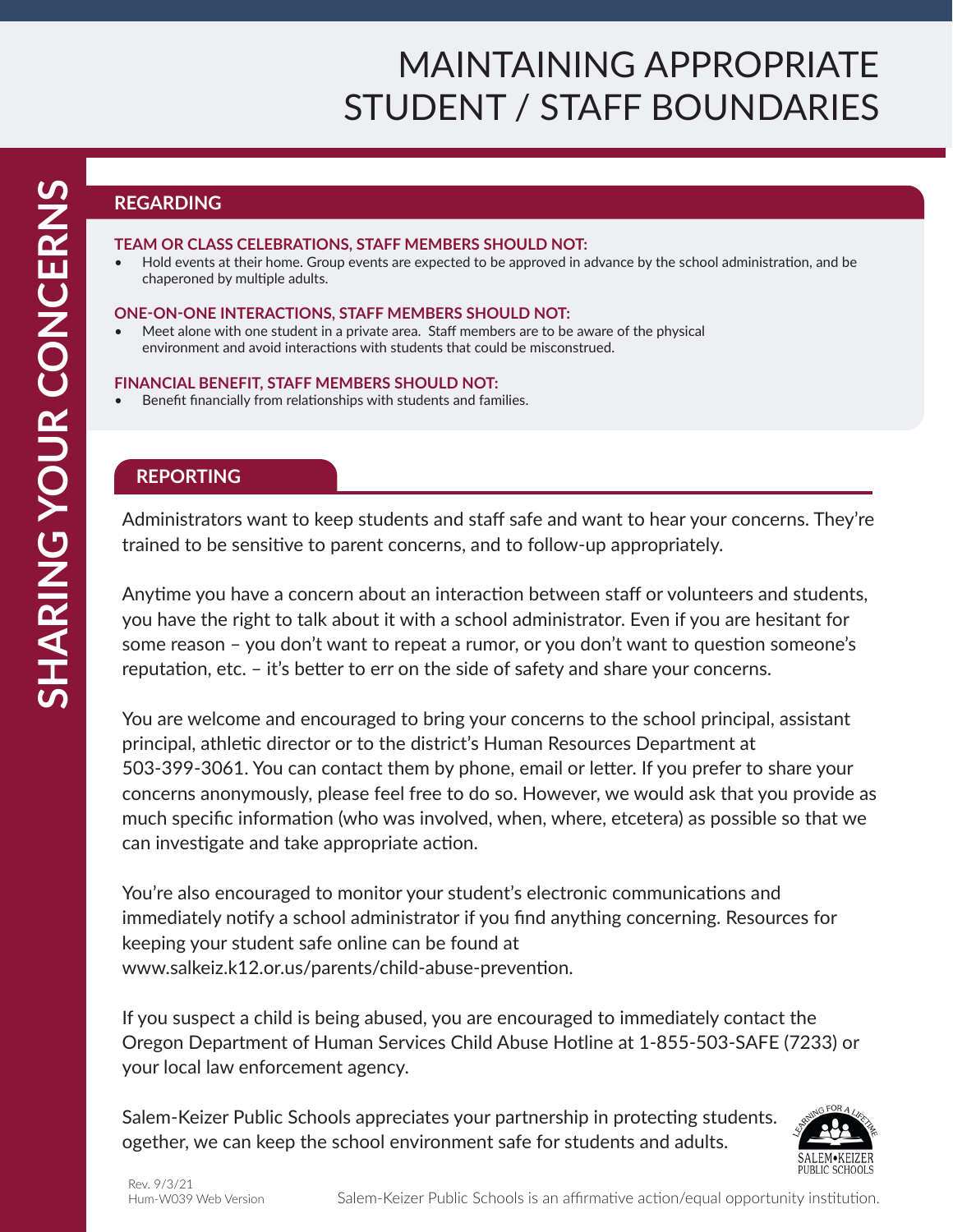# MAINTAINING APPROPRIATE STUDENT / STAFF BOUNDARIES

SHARING YOUR CONCERNS

## REGARDING

**TEAM OR CLASS CELEBRATIONS, STAFF MEMBERS SHOULD NOT:**

- Hold events at their home. Group events are expected to be approved in advance by the school administration, and be chaperoned by multiple adults.

**ONE-ON-ONE INTERACTIONS, STAFF MEMBERS SHOULD NOT:**

- Meet alone with one student in a private area. Staff members are to be aware of the physical environment and avoid interactions with students that could be misconstrued.

**FINANCIAL BENEFIT, STAFF MEMBERS SHOULD NOT:**

- Benefit financially from relationships with students and families.

## REPORTING

Administrators want to keep students and staff safe and want to hear your concerns. They're trained to be sensitive to parent concerns, and to follow-up appropriately.

Anytime you have a concern about an interaction between staff or volunteers and students, you have the right to talk about it with a school administrator. Even if you are hesitant for some reason – you don't want to repeat a rumor, or you don't want to question someone's reputation, etc. – it's better to err on the side of safety and share your concerns.

You are welcome and encouraged to bring your concerns to the school principal, assistant principal, athletic director or to the district's Human Resources Department at 503-399-3061. You can contact them by phone, email or letter. If you prefer to share your concerns anonymously, please feel free to do so. However, we would ask that you provide as much specific information (who was involved, when, where, etcetera) as possible so that we can investigate and take appropriate action.

You're also encouraged to monitor your student's electronic communications and immediately notify a school administrator if you find anything concerning. Resources for keeping your student safe online can be found at www.salkeiz.k12.or.us/parents/child-abuse-prevention.

If you suspect a child is being abused, you are encouraged to immediately contact the Oregon Department of Human Services Child Abuse Hotline at 1-855-503-SAFE (7233) or your local law enforcement agency.

Salem-Keizer Public Schools appreciates your partnership in protecting students. ogether, we can keep the school environment safe for students and adults.

LEARNING FOR A LIFETIME
SALEM•KEIZER
PUBLIC SCHOOLS

Rev. 9/3/21
Hum-W039 Web Version

Salem-Keizer Public Schools is an affirmative action/equal opportunity institution.